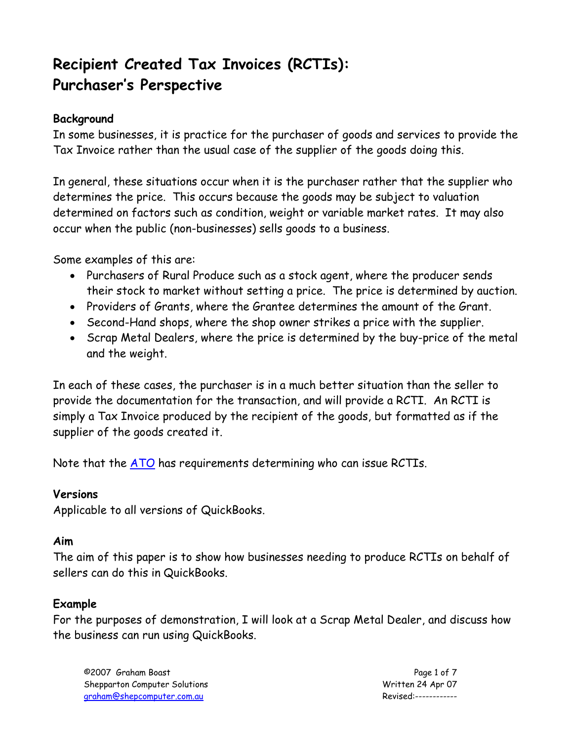# Recipient Created Tax Invoices (RCTIs): Purchaser's Perspective

**Background**
In some businesses, it is practice for the purchaser of goods and services to provide the Tax Invoice rather than the usual case of the supplier of the goods doing this.

In general, these situations occur when it is the purchaser rather that the supplier who determines the price. This occurs because the goods may be subject to valuation determined on factors such as condition, weight or variable market rates. It may also occur when the public (non-businesses) sells goods to a business.

Some examples of this are:

- Purchasers of Rural Produce such as a stock agent, where the producer sends their stock to market without setting a price. The price is determined by auction.
- Providers of Grants, where the Grantee determines the amount of the Grant.
- Second-Hand shops, where the shop owner strikes a price with the supplier.
- Scrap Metal Dealers, where the price is determined by the buy-price of the metal and the weight.

In each of these cases, the purchaser is in a much better situation than the seller to provide the documentation for the transaction, and will provide a RCTI. An RCTI is simply a Tax Invoice produced by the recipient of the goods, but formatted as if the supplier of the goods created it.

Note that the ATO has requirements determining who can issue RCTIs.

**Versions**
Applicable to all versions of QuickBooks.

**Aim**
The aim of this paper is to show how businesses needing to produce RCTIs on behalf of sellers can do this in QuickBooks.

**Example**
For the purposes of demonstration, I will look at a Scrap Metal Dealer, and discuss how the business can run using QuickBooks.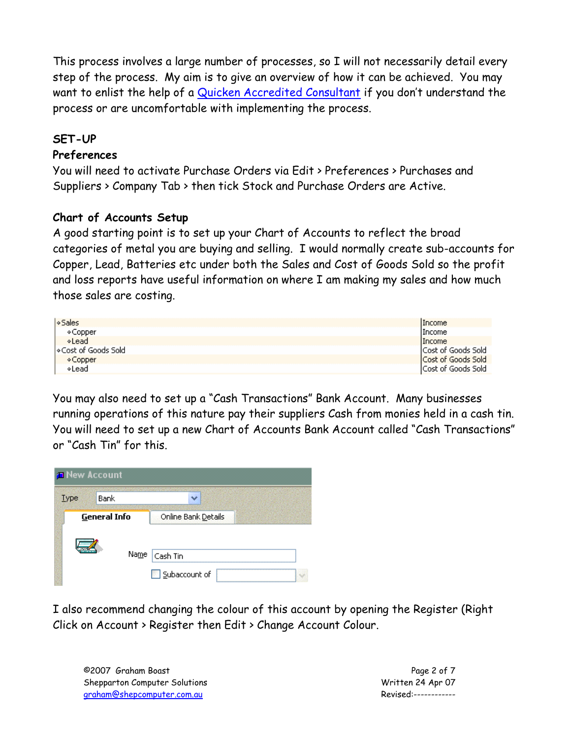This process involves a large number of processes, so I will not necessarily detail every step of the process. My aim is to give an overview of how it can be achieved. You may want to enlist the help of a Quicken Accredited Consultant if you don't understand the process or are uncomfortable with implementing the process.

## SET-UP

### Preferences

You will need to activate Purchase Orders via Edit > Preferences > Purchases and Suppliers > Company Tab > then tick Stock and Purchase Orders are Active.

### Chart of Accounts Setup

A good starting point is to set up your Chart of Accounts to reflect the broad categories of metal you are buying and selling. I would normally create sub-accounts for Copper, Lead, Batteries etc under both the Sales and Cost of Goods Sold so the profit and loss reports have useful information on where I am making my sales and how much those sales are costing.

| Account | Type |
|---|---|
| ◆Sales | Income |
| ◆Copper | Income |
| ◆Lead | Income |
| ◆Cost of Goods Sold | Cost of Goods Sold |
| ◆Copper | Cost of Goods Sold |
| ◆Lead | Cost of Goods Sold |

You may also need to set up a "Cash Transactions" Bank Account. Many businesses running operations of this nature pay their suppliers Cash from monies held in a cash tin. You will need to set up a new Chart of Accounts Bank Account called "Cash Transactions" or "Cash Tin" for this.

New Account

Type: Bank

General Info | Online Bank Details

Name: Cash Tin

☐ Subaccount of

I also recommend changing the colour of this account by opening the Register (Right Click on Account > Register then Edit > Change Account Colour.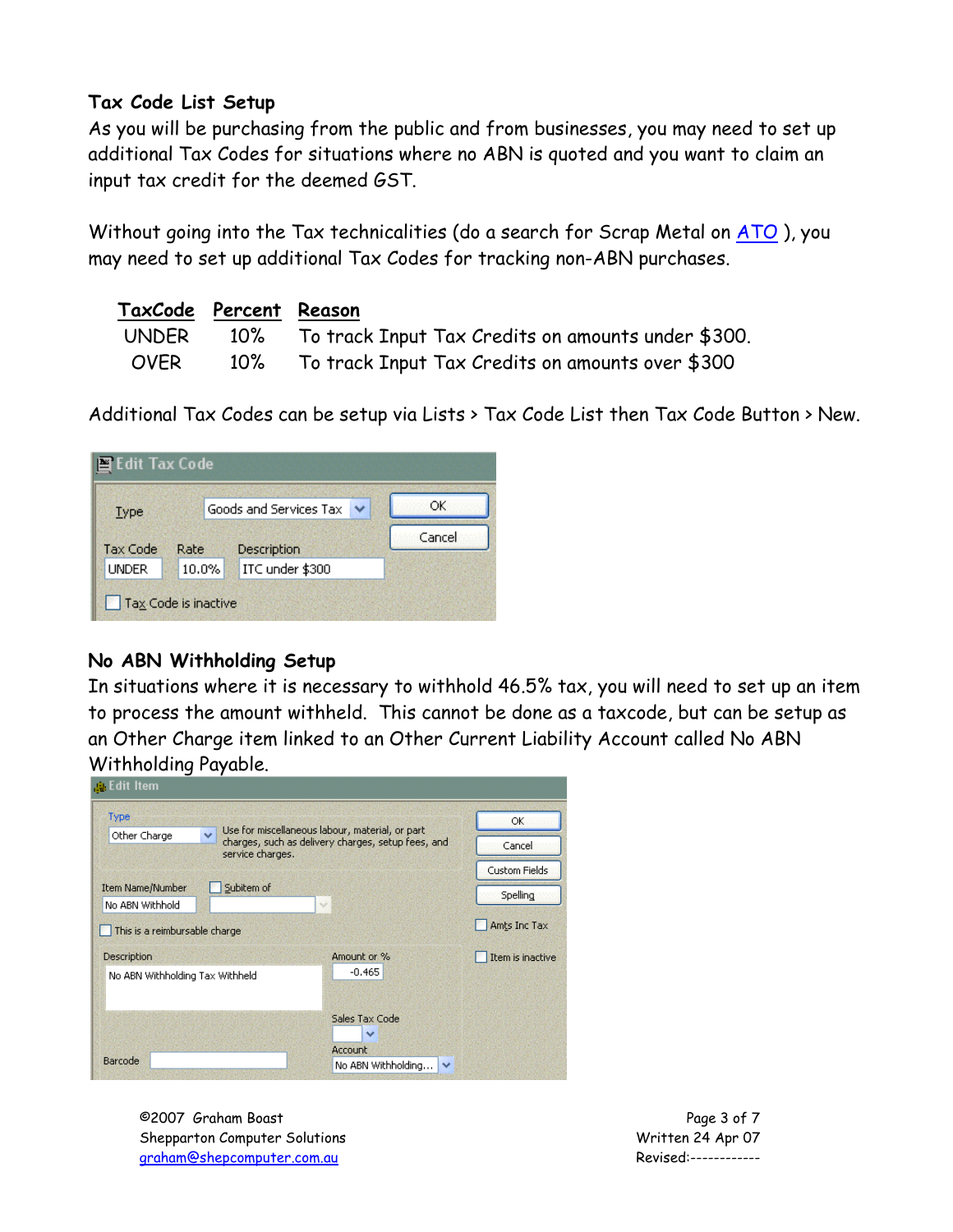## Tax Code List Setup

As you will be purchasing from the public and from businesses, you may need to set up additional Tax Codes for situations where no ABN is quoted and you want to claim an input tax credit for the deemed GST.

Without going into the Tax technicalities (do a search for Scrap Metal on [ATO](ATO) ), you may need to set up additional Tax Codes for tracking non-ABN purchases.

| TaxCode | Percent | Reason |
|---|---|---|
| UNDER | 10% | To track Input Tax Credits on amounts under $300. |
| OVER | 10% | To track Input Tax Credits on amounts over $300 |

Additional Tax Codes can be setup via Lists > Tax Code List then Tax Code Button > New.

Edit Tax Code

Type: Goods and Services Tax | OK | Cancel

| Tax Code | Rate | Description |
|---|---|---|
| UNDER | 10.0% | ITC under $300 |

☐ Tax Code is inactive

## No ABN Withholding Setup

In situations where it is necessary to withhold 46.5% tax, you will need to set up an item to process the amount withheld. This cannot be done as a taxcode, but can be setup as an Other Charge item linked to an Other Current Liability Account called No ABN Withholding Payable.

Edit Item

Type: Other Charge — Use for miscellaneous labour, material, or part charges, such as delivery charges, setup fees, and service charges.

Item Name/Number: No ABN Withhold ☐ Subitem of

☐ This is a reimbursable charge

Description: No ABN Withholding Tax Withheld

Amount or %: -0.465

Sales Tax Code:

Account: No ABN Withholding...

Barcode:

OK | Cancel | Custom Fields | Spelling

☐ Amts Inc Tax

☐ Item is inactive

©2007 Graham Boast
Shepparton Computer Solutions
graham@shepcomputer.com.au

Written 24 Apr 07
Revised:------------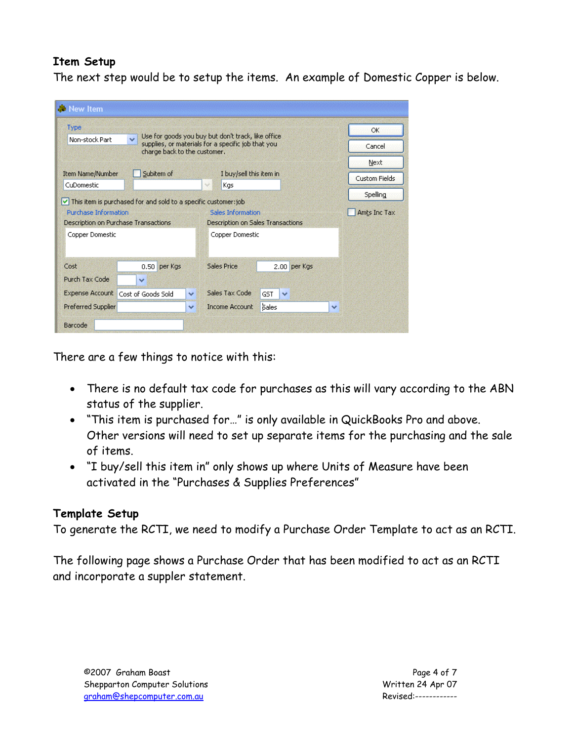### Item Setup

The next step would be to setup the items. An example of Domestic Copper is below.

There are a few things to notice with this:

- There is no default tax code for purchases as this will vary according to the ABN status of the supplier.
- "This item is purchased for…" is only available in QuickBooks Pro and above. Other versions will need to set up separate items for the purchasing and the sale of items.
- "I buy/sell this item in" only shows up where Units of Measure have been activated in the "Purchases & Supplies Preferences"

### Template Setup

To generate the RCTI, we need to modify a Purchase Order Template to act as an RCTI.

The following page shows a Purchase Order that has been modified to act as an RCTI and incorporate a suppler statement.

©2007 Graham Boast
Shepparton Computer Solutions
graham@shepcomputer.com.au

Written 24 Apr 07
Revised:------------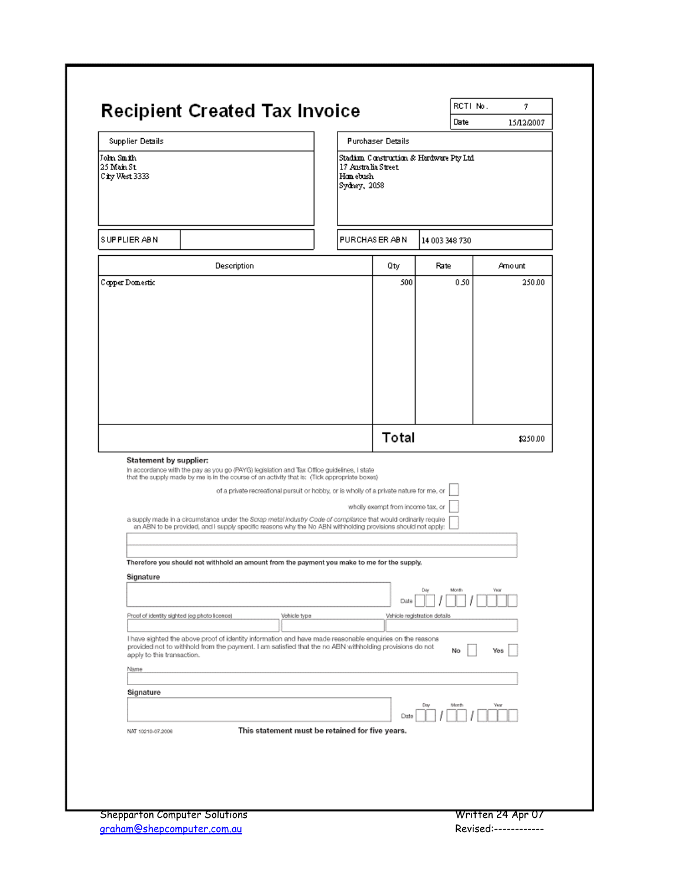# Recipient Created Tax Invoice

| RCTI No. | 7 |
|---|---|
| Date | 15/12/2007 |

| Supplier Details | Purchaser Details |
|---|---|
| John Smith<br>25 Main St<br>City West 3333 | Stadium Construction & Hardware Pty Ltd<br>17 Australia Street<br>Homebush<br>Sydney, 2058 |

| SUPPLIER ABN | | PURCHASER ABN | 14 003 348 730 |
|---|---|---|---|

| Description | Qty | Rate | Amount |
|---|---|---|---|
| Copper Domestic | 500 | 0.50 | 250.00 |
| | **Total** | | $250.00 |

**Statement by supplier:**

In accordance with the pay as you go (PAYG) legislation and Tax Office guidelines, I state that the supply made by me is in the course of an activity that is: (Tick appropriate boxes)

of a private recreational pursuit or hobby, or is wholly of a private nature for me, or ☐

wholly exempt from income tax, or ☐

a supply made in a circumstance under the *Scrap metal industry Code of compliance* that would ordinarily require an ABN to be provided, and I supply specific reasons why the No ABN withholding provisions should not apply: ☐

**Therefore you should not withhold an amount from the payment you make to me for the supply.**

**Signature**

Date (Day / Month / Year)

Proof of identity sighted (eg photo licence) | Vehicle type | Vehicle registration details

I have sighted the above proof of identity information and have made reasonable enquiries on the reasons provided not to withhold from the payment. I am satisfied that the no ABN withholding provisions do not apply to this transaction. No ☐ Yes ☐

Name

**Signature**

Date (Day / Month / Year)

NAT 10210-07.2006

**This statement must be retained for five years.**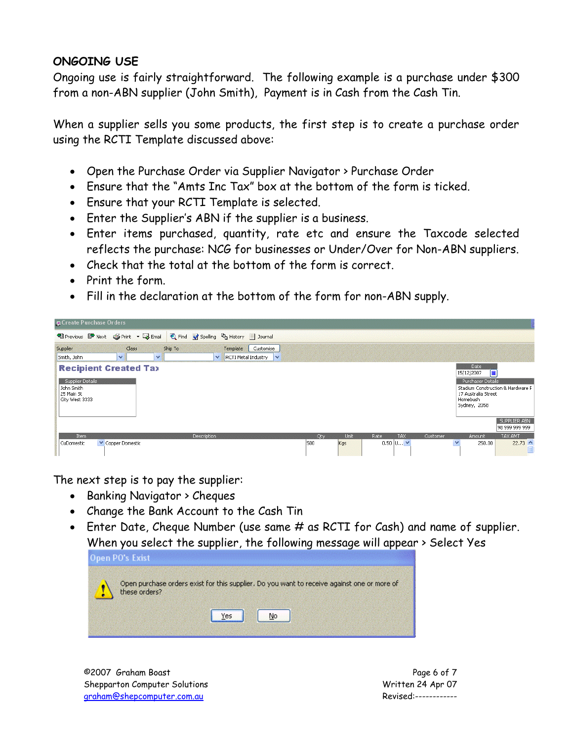## ONGOING USE

Ongoing use is fairly straightforward. The following example is a purchase under $300 from a non-ABN supplier (John Smith), Payment is in Cash from the Cash Tin.

When a supplier sells you some products, the first step is to create a purchase order using the RCTI Template discussed above:

- Open the Purchase Order via Supplier Navigator > Purchase Order
- Ensure that the "Amts Inc Tax" box at the bottom of the form is ticked.
- Ensure that your RCTI Template is selected.
- Enter the Supplier's ABN if the supplier is a business.
- Enter items purchased, quantity, rate etc and ensure the Taxcode selected reflects the purchase: NCG for businesses or Under/Over for Non-ABN suppliers.
- Check that the total at the bottom of the form is correct.
- Print the form.
- Fill in the declaration at the bottom of the form for non-ABN supply.

The next step is to pay the supplier:

- Banking Navigator > Cheques
- Change the Bank Account to the Cash Tin
- Enter Date, Cheque Number (use same # as RCTI for Cash) and name of supplier. When you select the supplier, the following message will appear > Select Yes

©2007 Graham Boast
Shepparton Computer Solutions
graham@shepcomputer.com.au

Written 24 Apr 07
Revised:------------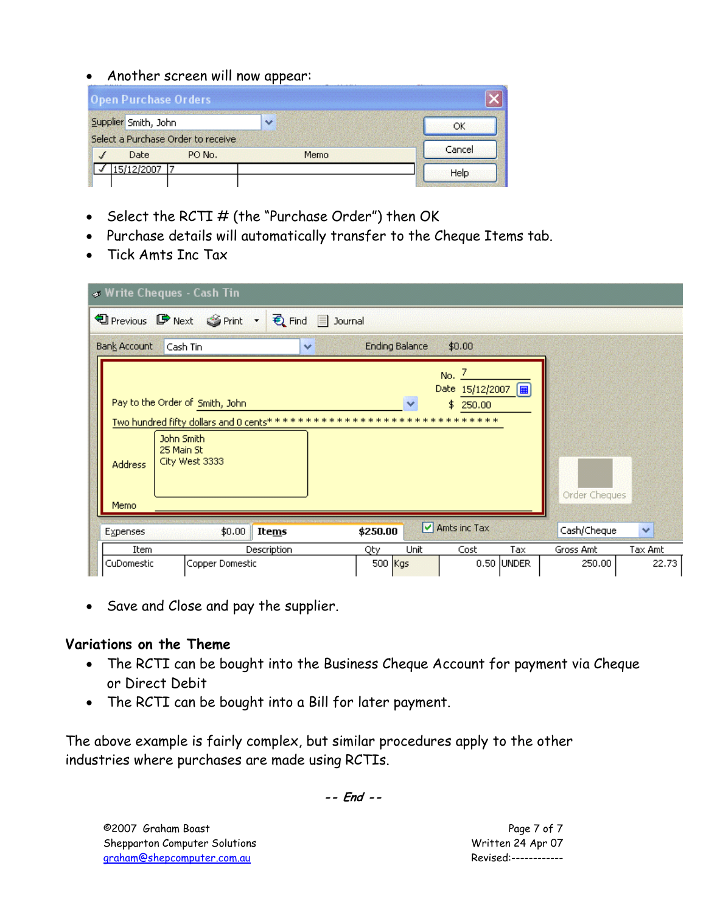- Another screen will now appear:

Open Purchase Orders

Supplier Smith, John

Select a Purchase Order to receive

| ✓ | Date | PO No. | Memo |
|---|---|---|---|
| ✓ | 15/12/2007 | 7 | |

OK

Cancel

Help

- Select the RCTI # (the "Purchase Order") then OK
- Purchase details will automatically transfer to the Cheque Items tab.
- Tick Amts Inc Tax

Write Cheques - Cash Tin

Previous Next Print Find Journal

Bank Account Cash Tin Ending Balance $0.00

No. 7

Date 15/12/2007

Pay to the Order of Smith, John $ 250.00

Two hundred fifty dollars and 0 cents****************************

Address John Smith
25 Main St
City West 3333

Memo

Order Cheques

Expenses $0.00 Items $250.00 Amts inc Tax Cash/Cheque

| Item | Description | Qty | Unit | Cost | Tax | Gross Amt | Tax Amt |
|---|---|---|---|---|---|---|---|
| CuDomestic | Copper Domestic | 500 | Kgs | 0.50 | UNDER | 250.00 | 22.73 |

- Save and Close and pay the supplier.

## Variations on the Theme

- The RCTI can be bought into the Business Cheque Account for payment via Cheque or Direct Debit
- The RCTI can be bought into a Bill for later payment.

The above example is fairly complex, but similar procedures apply to the other industries where purchases are made using RCTIs.

*-- End --*

©2007 Graham Boast
Shepparton Computer Solutions
graham@shepcomputer.com.au

Written 24 Apr 07
Revised:------------